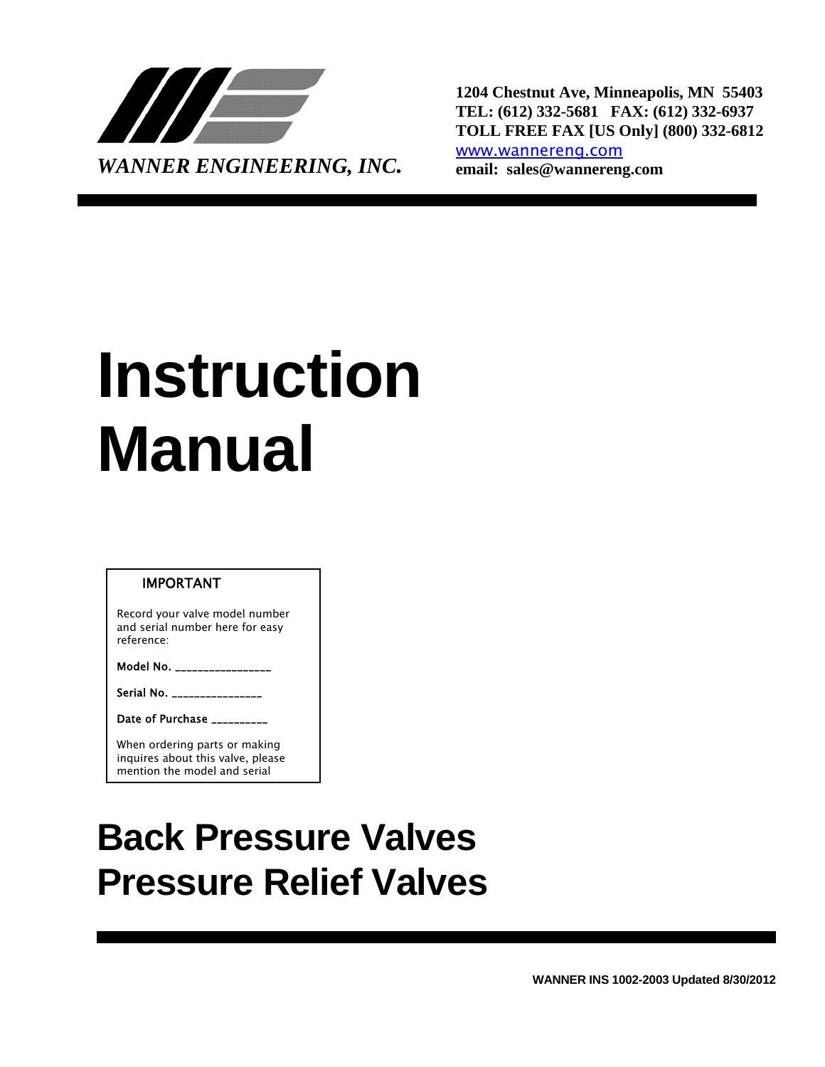*WANNER ENGINEERING, INC.*

**1204 Chestnut Ave, Minneapolis, MN 55403**
**TEL: (612) 332-5681 FAX: (612) 332-6937**
**TOLL FREE FAX [US Only] (800) 332-6812**
[www.wannereng.com](http://www.wannereng.com)
**email: sales@wannereng.com**

# Instruction Manual

**IMPORTANT**

Record your valve model number and serial number here for easy reference:

Model No. _________________

Serial No. ________________

Date of Purchase __________

When ordering parts or making inquires about this valve, please mention the model and serial

## Back Pressure Valves
## Pressure Relief Valves

**WANNER INS 1002-2003 Updated 8/30/2012**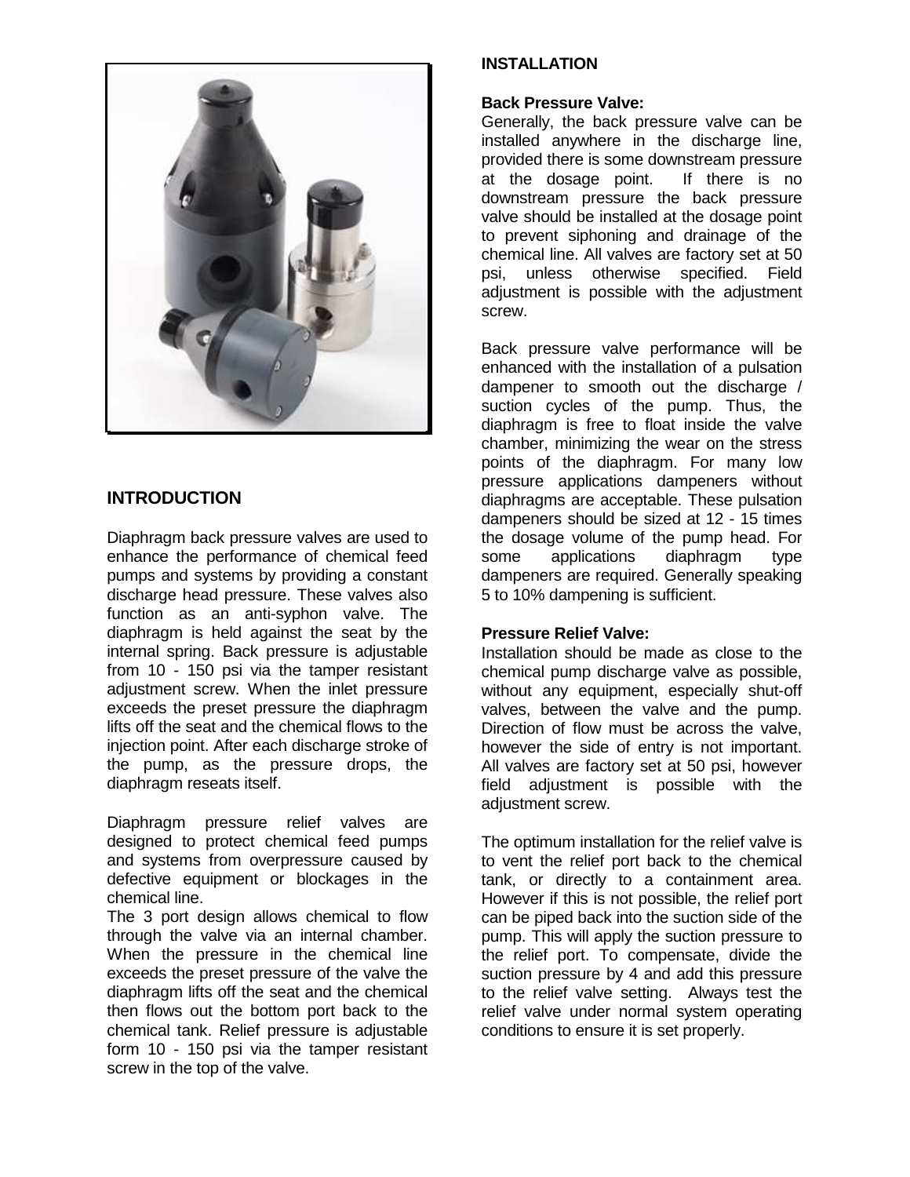## INTRODUCTION

Diaphragm back pressure valves are used to enhance the performance of chemical feed pumps and systems by providing a constant discharge head pressure. These valves also function as an anti-syphon valve. The diaphragm is held against the seat by the internal spring. Back pressure is adjustable from 10 - 150 psi via the tamper resistant adjustment screw. When the inlet pressure exceeds the preset pressure the diaphragm lifts off the seat and the chemical flows to the injection point. After each discharge stroke of the pump, as the pressure drops, the diaphragm reseats itself.

Diaphragm pressure relief valves are designed to protect chemical feed pumps and systems from overpressure caused by defective equipment or blockages in the chemical line.

The 3 port design allows chemical to flow through the valve via an internal chamber. When the pressure in the chemical line exceeds the preset pressure of the valve the diaphragm lifts off the seat and the chemical then flows out the bottom port back to the chemical tank. Relief pressure is adjustable form 10 - 150 psi via the tamper resistant screw in the top of the valve.

## INSTALLATION

**Back Pressure Valve:**

Generally, the back pressure valve can be installed anywhere in the discharge line, provided there is some downstream pressure at the dosage point. If there is no downstream pressure the back pressure valve should be installed at the dosage point to prevent siphoning and drainage of the chemical line. All valves are factory set at 50 psi, unless otherwise specified. Field adjustment is possible with the adjustment screw.

Back pressure valve performance will be enhanced with the installation of a pulsation dampener to smooth out the discharge / suction cycles of the pump. Thus, the diaphragm is free to float inside the valve chamber, minimizing the wear on the stress points of the diaphragm. For many low pressure applications dampeners without diaphragms are acceptable. These pulsation dampeners should be sized at 12 - 15 times the dosage volume of the pump head. For some applications diaphragm type dampeners are required. Generally speaking 5 to 10% dampening is sufficient.

**Pressure Relief Valve:**

Installation should be made as close to the chemical pump discharge valve as possible, without any equipment, especially shut-off valves, between the valve and the pump. Direction of flow must be across the valve, however the side of entry is not important. All valves are factory set at 50 psi, however field adjustment is possible with the adjustment screw.

The optimum installation for the relief valve is to vent the relief port back to the chemical tank, or directly to a containment area. However if this is not possible, the relief port can be piped back into the suction side of the pump. This will apply the suction pressure to the relief port. To compensate, divide the suction pressure by 4 and add this pressure to the relief valve setting. Always test the relief valve under normal system operating conditions to ensure it is set properly.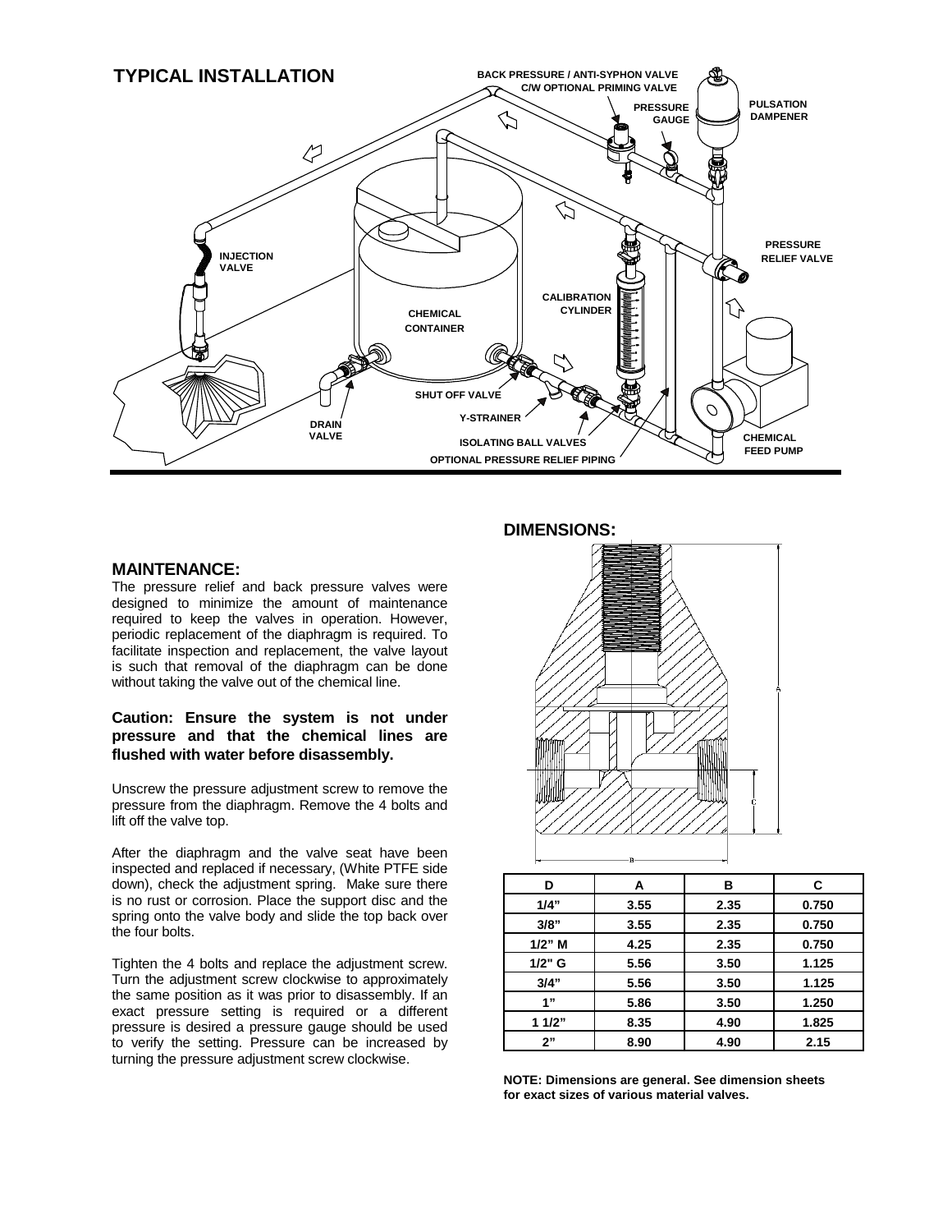## TYPICAL INSTALLATION

BACK PRESSURE / ANTI-SYPHON VALVE C/W OPTIONAL PRIMING VALVE

PRESSURE GAUGE

PULSATION DAMPENER

INJECTION VALVE

PRESSURE RELIEF VALVE

CALIBRATION CYLINDER

CHEMICAL CONTAINER

SHUT OFF VALVE

Y-STRAINER

DRAIN VALVE

ISOLATING BALL VALVES

CHEMICAL FEED PUMP

OPTIONAL PRESSURE RELIEF PIPING

## MAINTENANCE:

The pressure relief and back pressure valves were designed to minimize the amount of maintenance required to keep the valves in operation. However, periodic replacement of the diaphragm is required. To facilitate inspection and replacement, the valve layout is such that removal of the diaphragm can be done without taking the valve out of the chemical line.

**Caution: Ensure the system is not under pressure and that the chemical lines are flushed with water before disassembly.**

Unscrew the pressure adjustment screw to remove the pressure from the diaphragm. Remove the 4 bolts and lift off the valve top.

After the diaphragm and the valve seat have been inspected and replaced if necessary, (White PTFE side down), check the adjustment spring. Make sure there is no rust or corrosion. Place the support disc and the spring onto the valve body and slide the top back over the four bolts.

Tighten the 4 bolts and replace the adjustment screw. Turn the adjustment screw clockwise to approximately the same position as it was prior to disassembly. If an exact pressure setting is required or a different pressure is desired a pressure gauge should be used to verify the setting. Pressure can be increased by turning the pressure adjustment screw clockwise.

## DIMENSIONS:

| D | A | B | C |
|---|---|---|---|
| 1/4" | 3.55 | 2.35 | 0.750 |
| 3/8" | 3.55 | 2.35 | 0.750 |
| 1/2" M | 4.25 | 2.35 | 0.750 |
| 1/2" G | 5.56 | 3.50 | 1.125 |
| 3/4" | 5.56 | 3.50 | 1.125 |
| 1" | 5.86 | 3.50 | 1.250 |
| 1 1/2" | 8.35 | 4.90 | 1.825 |
| 2" | 8.90 | 4.90 | 2.15 |

**NOTE: Dimensions are general. See dimension sheets for exact sizes of various material valves.**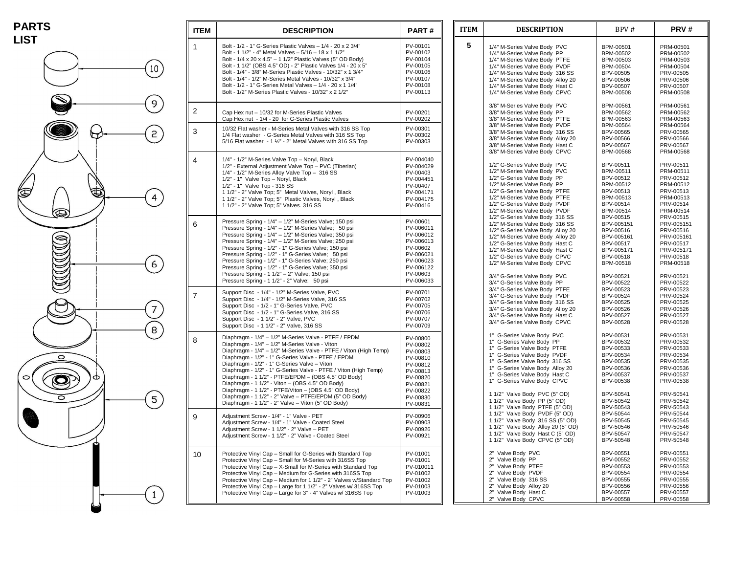# PARTS LIST

10

9

2

4

6

7

8

5

1

| ITEM | DESCRIPTION | PART # |
|---|---|---|
| 1 | Bolt - 1/2 - 1" G-Series Plastic Valves – 1/4 - 20 x 2 3/4"<br>Bolt - 1 1/2" - 4" Metal Valves – 5/16 – 18 x 1 1/2"<br>Bolt - 1/4 x 20 x 4.5" – 1 1/2" Plastic Valves (5" OD Body)<br>Bolt - 1 1/2" (OBS 4.5" OD) - 2" Plastic Valves 1/4 - 20 x 5"<br>Bolt - 1/4" - 3/8" M-Series Plastic Valves - 10/32" x 1 3/4"<br>Bolt - 1/4" - 1/2" M-Series Metal Valves - 10/32" x 3/4"<br>Bolt - 1/2 - 1" G-Series Metal Valves – 1/4 - 20 x 1 1/4"<br>Bolt - 1/2" M-Series Plastic Valves - 10/32" x 2 1/2" | PV-00101<br>PV-00102<br>PV-00104<br>PV-00105<br>PV-00106<br>PV-00107<br>PV-00108<br>PV-00113 |
| 2 | Cap Hex nut – 10/32 for M-Series Plastic Valves<br>Cap Hex nut - 1/4 - 20 for G-Series Plastic Valves | PV-00201<br>PV-00202 |
| 3 | 10/32 Flat washer - M-Series Metal Valves with 316 SS Top<br>1/4 Flat washer - G-Series Metal Valves with 316 SS Top<br>5/16 Flat washer - 1 ½" - 2" Metal Valves with 316 SS Top | PV-00301<br>PV-00302<br>PV-00303 |
| 4 | 1/4" - 1/2" M-Series Valve Top – Noryl, Black<br>1/2" - External Adjustment Valve Top – PVC (Tiberian)<br>1/4" - 1/2" M-Series Alloy Valve Top – 316 SS<br>1/2" - 1" Valve Top – Noryl, Black<br>1/2" - 1" Valve Top - 316 SS<br>1 1/2" - 2" Valve Top; 5" Metal Valves, Noryl , Black<br>1 1/2" - 2" Valve Top; 5" Plastic Valves, Noryl , Black<br>1 1/2" - 2" Valve Top; 5" Valves. 316 SS | PV-004040<br>PV-004029<br>PV-00403<br>PV-004451<br>PV-00407<br>PV-004171<br>PV-004175<br>PV-00416 |
| 6 | Pressure Spring - 1/4" – 1/2" M-Series Valve; 150 psi<br>Pressure Spring - 1/4" – 1/2" M-Series Valve; 50 psi<br>Pressure Spring - 1/4" – 1/2" M-Series Valve; 350 psi<br>Pressure Spring - 1/4" – 1/2" M-Series Valve; 250 psi<br>Pressure Spring - 1/2" - 1" G-Series Valve; 150 psi<br>Pressure Spring - 1/2" - 1" G-Series Valve; 50 psi<br>Pressure Spring - 1/2" - 1" G-Series Valve; 250 psi<br>Pressure Spring - 1/2" - 1" G-Series Valve; 350 psi<br>Pressure Spring - 1 1/2" – 2" Valve; 150 psi<br>Pressure Spring - 1 1/2" - 2" Valve: 50 psi | PV-00601<br>PV-006011<br>PV-006012<br>PV-006013<br>PV-00602<br>PV-006021<br>PV-006023<br>PV-006122<br>PV-00603<br>PV-006033 |
| 7 | Support Disc - 1/4" - 1/2" M-Series Valve, PVC<br>Support Disc - 1/4" - 1/2" M-Series Valve, 316 SS<br>Support Disc - 1/2 - 1" G-Series Valve, PVC<br>Support Disc - 1/2 - 1" G-Series Valve, 316 SS<br>Support Disc - 1 1/2" - 2" Valve, PVC<br>Support Disc - 1 1/2" - 2" Valve, 316 SS | PV-00701<br>PV-00702<br>PV-00705<br>PV-00706<br>PV-00707<br>PV-00709 |
| 8 | Diaphragm - 1/4" – 1/2" M-Series Valve - PTFE / EPDM<br>Diaphragm - 1/4" – 1/2" M-Series Valve - Viton<br>Diaphragm - 1/4" – 1/2" M-Series Valve - PTFE / Viton (High Temp)<br>Diaphragm - 1/2" - 1" G-Series Valve - PTFE / EPDM<br>Diaphragm - 1/2" - 1" G-Series Valve – Viton<br>Diaphragm - 1/2" - 1" G-Series Valve - PTFE / Viton (High Temp)<br>Diaphragm - 1 1/2" - PTFE/EPDM – (OBS 4.5" OD Body)<br>Diaphragm - 1 1/2" - Viton – (OBS 4.5" OD Body)<br>Diaphragm - 1 1/2" - PTFE/Viton – (OBS 4.5" OD Body)<br>Diaphragm - 1 1/2" - 2" Valve – PTFE/EPDM (5" OD Body)<br>Diaphragm - 1 1/2" - 2" Valve – Viton (5" OD Body) | PV-00800<br>PV-00802<br>PV-00803<br>PV-00810<br>PV-00812<br>PV-00813<br>PV-00820<br>PV-00821<br>PV-00822<br>PV-00830<br>PV-00831 |
| 9 | Adjustment Screw - 1/4" - 1" Valve - PET<br>Adjustment Screw - 1/4" - 1" Valve - Coated Steel<br>Adjustment Screw - 1 1/2" - 2" Valve – PET<br>Adjustment Screw - 1 1/2" - 2" Valve - Coated Steel | PV-00906<br>PV-00903<br>PV-00926<br>PV-00921 |
| 10 | Protective Vinyl Cap – Small for G-Series with Standard Top<br>Protective Vinyl Cap – Small for M-Series with 316SS Top<br>Protective Vinyl Cap – X-Small for M-Series with Standard Top<br>Protective Vinyl Cap – Medium for G-Series with 316SS Top<br>Protective Vinyl Cap – Medium for 1 1/2" - 2" Valves w/Standard Top<br>Protective Vinyl Cap – Large for 1 1/2" - 2" Valves w/ 316SS Top<br>Protective Vinyl Cap – Large for 3" - 4" Valves w/ 316SS Top | PV-01001<br>PV-01001<br>PV-010011<br>PV-01002<br>PV-01002<br>PV-01003<br>PV-01003 |

| ITEM | DESCRIPTION | BPV # | PRV # |
|---|---|---|---|
| 5 | 1/4" M-Series Valve Body PVC<br>1/4" M-Series Valve Body PP<br>1/4" M-Series Valve Body PTFE<br>1/4" M-Series Valve Body PVDF<br>1/4" M-Series Valve Body 316 SS<br>1/4" M-Series Valve Body Alloy 20<br>1/4" M-Series Valve Body Hast C<br>1/4" M-Series Valve Body CPVC | BPM-00501<br>BPM-00502<br>BPM-00503<br>BPM-00504<br>BPV-00505<br>BPV-00506<br>BPV-00507<br>BPM-00508 | PRM-00501<br>PRM-00502<br>PRM-00503<br>PRM-00504<br>PRV-00505<br>PRV-00506<br>PRV-00507<br>PRM-00508 |
| | 3/8" M-Series Valve Body PVC<br>3/8" M-Series Valve Body PP<br>3/8" M-Series Valve Body PTFE<br>3/8" M-Series Valve Body PVDF<br>3/8" M-Series Valve Body 316 SS<br>3/8" M-Series Valve Body Alloy 20<br>3/8" M-Series Valve Body Hast C<br>3/8" M-Series Valve Body CPVC | BPM-00561<br>BPM-00562<br>BPM-00563<br>BPM-00564<br>BPV-00565<br>BPV-00566<br>BPV-00567<br>BPM-00568 | PRM-00561<br>PRM-00562<br>PRM-00563<br>PRM-00564<br>PRV-00565<br>PRV-00566<br>PRV-00567<br>PRM-00568 |
| | 1/2" G-Series Valve Body PVC<br>1/2" M-Series Valve Body PVC<br>1/2" G-Series Valve Body PP<br>1/2" M-Series Valve Body PP<br>1/2" G-Series Valve Body PTFE<br>1/2" M-Series Valve Body PTFE<br>1/2" G-Series Valve Body PVDF<br>1/2" M-Series Valve Body PVDF<br>1/2" G-Series Valve Body 316 SS<br>1/2" M-Series Valve Body 316 SS<br>1/2" G-Series Valve Body Alloy 20<br>1/2" M-Series Valve Body Alloy 20<br>1/2" G-Series Valve Body Hast C<br>1/2" M-Series Valve Body Hast C<br>1/2" G-Series Valve Body CPVC<br>1/2" M-Series Valve Body CPVC | BPV-00511<br>BPM-00511<br>BPV-00512<br>BPM-00512<br>BPV-00513<br>BPM-00513<br>BPV-00514<br>BPM-00514<br>BPV-00515<br>BPV-005151<br>BPV-00516<br>BPV-005161<br>BPV-00517<br>BPV-005171<br>BPV-00518<br>BPM-00518 | PRV-00511<br>PRM-00511<br>PRV-00512<br>PRM-00512<br>PRV-00513<br>PRM-00513<br>PRV-00514<br>PRM-00514<br>PRV-00515<br>PRV-005151<br>PRV-00516<br>PRV-005161<br>PRV-00517<br>PRV-005171<br>PRV-00518<br>PRM-00518 |
| | 3/4" G-Series Valve Body PVC<br>3/4" G-Series Valve Body PP<br>3/4" G-Series Valve Body PTFE<br>3/4" G-Series Valve Body PVDF<br>3/4" G-Series Valve Body 316 SS<br>3/4" G-Series Valve Body Alloy 20<br>3/4" G-Series Valve Body Hast C<br>3/4" G-Series Valve Body CPVC | BPV-00521<br>BPV-00522<br>BPV-00523<br>BPV-00524<br>BPV-00525<br>BPV-00526<br>BPV-00527<br>BPV-00528 | PRV-00521<br>PRV-00522<br>PRV-00523<br>PRV-00524<br>PRV-00525<br>PRV-00526<br>PRV-00527<br>PRV-00528 |
| | 1" G-Series Valve Body PVC<br>1" G-Series Valve Body PP<br>1" G-Series Valve Body PTFE<br>1" G-Series Valve Body PVDF<br>1" G-Series Valve Body 316 SS<br>1" G-Series Valve Body Alloy 20<br>1" G-Series Valve Body Hast C<br>1" G-Series Valve Body CPVC | BPV-00531<br>BPV-00532<br>BPV-00533<br>BPV-00534<br>BPV-00535<br>BPV-00536<br>BPV-00537<br>BPV-00538 | PRV-00531<br>PRV-00532<br>PRV-00533<br>PRV-00534<br>PRV-00535<br>PRV-00536<br>PRV-00537<br>PRV-00538 |
| | 1 1/2" Valve Body PVC (5" OD)<br>1 1/2" Valve Body PP (5" OD)<br>1 1/2" Valve Body PTFE (5" OD)<br>1 1/2" Valve Body PVDF (5" OD)<br>1 1/2" Valve Body 316 SS (5" OD)<br>1 1/2" Valve Body Alloy 20 (5" OD)<br>1 1/2" Valve Body Hast C (5" OD)<br>1 1/2" Valve Body CPVC (5" OD) | BPV-50541<br>BPV-50542<br>BPV-50543<br>BPV-50544<br>BPV-50545<br>BPV-50546<br>BPV-50547<br>BPV-50548 | PRV-50541<br>PRV-50542<br>PRV-50543<br>PRV-50544<br>PRV-50545<br>PRV-50546<br>PRV-50547<br>PRV-50548 |
| | 2" Valve Body PVC<br>2" Valve Body PP<br>2" Valve Body PTFE<br>2" Valve Body PVDF<br>2" Valve Body 316 SS<br>2" Valve Body Alloy 20<br>2" Valve Body Hast C<br>2" Valve Body CPVC | BPV-00551<br>BPV-00552<br>BPV-00553<br>BPV-00554<br>BPV-00555<br>BPV-00556<br>BPV-00557<br>BPV-00558 | PRV-00551<br>PRV-00552<br>PRV-00553<br>PRV-00554<br>PRV-00555<br>PRV-00556<br>PRV-00557<br>PRV-00558 |